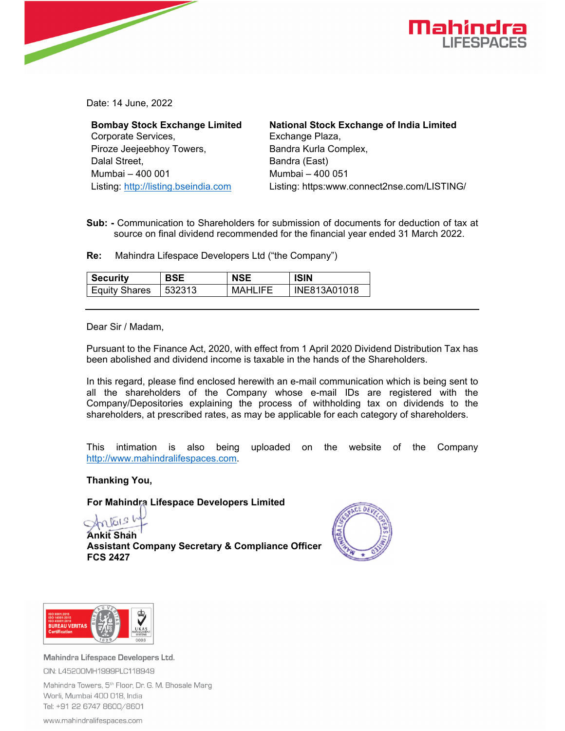Date: 14 June, 2022

**Bombay Stock Exchange Limited**
Corporate Services,
Piroze Jeejeebhoy Towers,
Dalal Street,
Mumbai – 400 001
Listing: http://listing.bseindia.com

**National Stock Exchange of India Limited**
Exchange Plaza,
Bandra Kurla Complex,
Bandra (East)
Mumbai – 400 051
Listing: https:www.connect2nse.com/LISTING/

**Sub: -** Communication to Shareholders for submission of documents for deduction of tax at source on final dividend recommended for the financial year ended 31 March 2022.

**Re:** Mahindra Lifespace Developers Ltd ("the Company")

| Security | BSE | NSE | ISIN |
|---|---|---|---|
| Equity Shares | 532313 | MAHLIFE | INE813A01018 |

---

Dear Sir / Madam,

Pursuant to the Finance Act, 2020, with effect from 1 April 2020 Dividend Distribution Tax has been abolished and dividend income is taxable in the hands of the Shareholders.

In this regard, please find enclosed herewith an e-mail communication which is being sent to all the shareholders of the Company whose e-mail IDs are registered with the Company/Depositories explaining the process of withholding tax on dividends to the shareholders, at prescribed rates, as may be applicable for each category of shareholders.

This intimation is also being uploaded on the website of the Company http://www.mahindralifespaces.com.

**Thanking You,**

**For Mahindra Lifespace Developers Limited**

**Ankit Shah**
**Assistant Company Secretary & Compliance Officer**
**FCS 2427**

Mahindra Lifespace Developers Ltd.
CIN: L45200MH1999PLC118949
Mahindra Towers, 5th Floor, Dr. G. M. Bhosale Marg
Worli, Mumbai 400 018, India
Tel: +91 22 6747 8600/8601
www.mahindralifespaces.com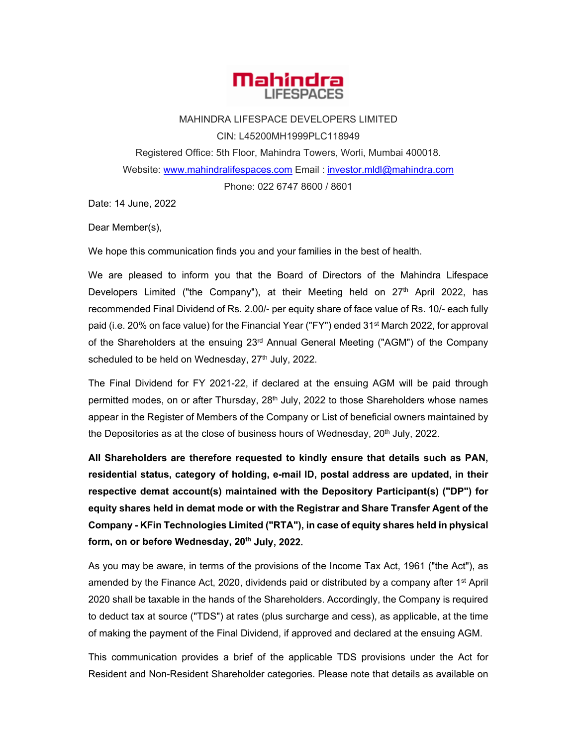**Mahindra LIFESPACES**

MAHINDRA LIFESPACE DEVELOPERS LIMITED

CIN: L45200MH1999PLC118949

Registered Office: 5th Floor, Mahindra Towers, Worli, Mumbai 400018.

Website: www.mahindralifespaces.com Email : investor.mldl@mahindra.com

Phone: 022 6747 8600 / 8601

Date: 14 June, 2022

Dear Member(s),

We hope this communication finds you and your families in the best of health.

We are pleased to inform you that the Board of Directors of the Mahindra Lifespace Developers Limited ("the Company"), at their Meeting held on 27th April 2022, has recommended Final Dividend of Rs. 2.00/- per equity share of face value of Rs. 10/- each fully paid (i.e. 20% on face value) for the Financial Year ("FY") ended 31st March 2022, for approval of the Shareholders at the ensuing 23rd Annual General Meeting ("AGM") of the Company scheduled to be held on Wednesday, 27th July, 2022.

The Final Dividend for FY 2021-22, if declared at the ensuing AGM will be paid through permitted modes, on or after Thursday, 28th July, 2022 to those Shareholders whose names appear in the Register of Members of the Company or List of beneficial owners maintained by the Depositories as at the close of business hours of Wednesday, 20th July, 2022.

**All Shareholders are therefore requested to kindly ensure that details such as PAN, residential status, category of holding, e-mail ID, postal address are updated, in their respective demat account(s) maintained with the Depository Participant(s) ("DP") for equity shares held in demat mode or with the Registrar and Share Transfer Agent of the Company - KFin Technologies Limited ("RTA"), in case of equity shares held in physical form, on or before Wednesday, 20th July, 2022.**

As you may be aware, in terms of the provisions of the Income Tax Act, 1961 ("the Act"), as amended by the Finance Act, 2020, dividends paid or distributed by a company after 1st April 2020 shall be taxable in the hands of the Shareholders. Accordingly, the Company is required to deduct tax at source ("TDS") at rates (plus surcharge and cess), as applicable, at the time of making the payment of the Final Dividend, if approved and declared at the ensuing AGM.

This communication provides a brief of the applicable TDS provisions under the Act for Resident and Non-Resident Shareholder categories. Please note that details as available on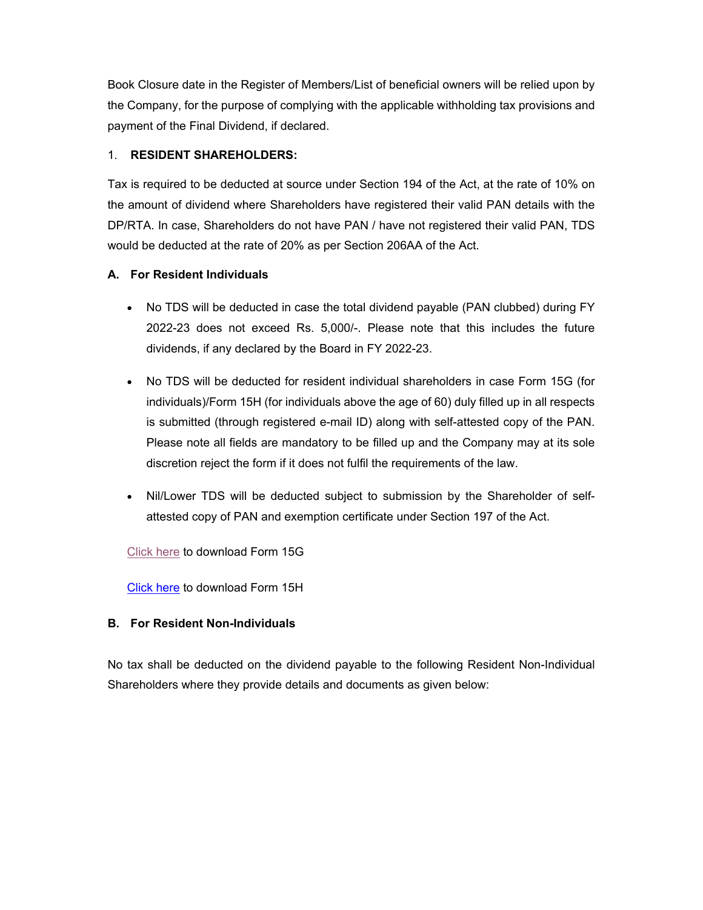Book Closure date in the Register of Members/List of beneficial owners will be relied upon by the Company, for the purpose of complying with the applicable withholding tax provisions and payment of the Final Dividend, if declared.

1. **RESIDENT SHAREHOLDERS:**

Tax is required to be deducted at source under Section 194 of the Act, at the rate of 10% on the amount of dividend where Shareholders have registered their valid PAN details with the DP/RTA. In case, Shareholders do not have PAN / have not registered their valid PAN, TDS would be deducted at the rate of 20% as per Section 206AA of the Act.

**A. For Resident Individuals**

- No TDS will be deducted in case the total dividend payable (PAN clubbed) during FY 2022-23 does not exceed Rs. 5,000/-. Please note that this includes the future dividends, if any declared by the Board in FY 2022-23.
- No TDS will be deducted for resident individual shareholders in case Form 15G (for individuals)/Form 15H (for individuals above the age of 60) duly filled up in all respects is submitted (through registered e-mail ID) along with self-attested copy of the PAN. Please note all fields are mandatory to be filled up and the Company may at its sole discretion reject the form if it does not fulfil the requirements of the law.
- Nil/Lower TDS will be deducted subject to submission by the Shareholder of self-attested copy of PAN and exemption certificate under Section 197 of the Act.

Click here to download Form 15G

Click here to download Form 15H

**B. For Resident Non-Individuals**

No tax shall be deducted on the dividend payable to the following Resident Non-Individual Shareholders where they provide details and documents as given below: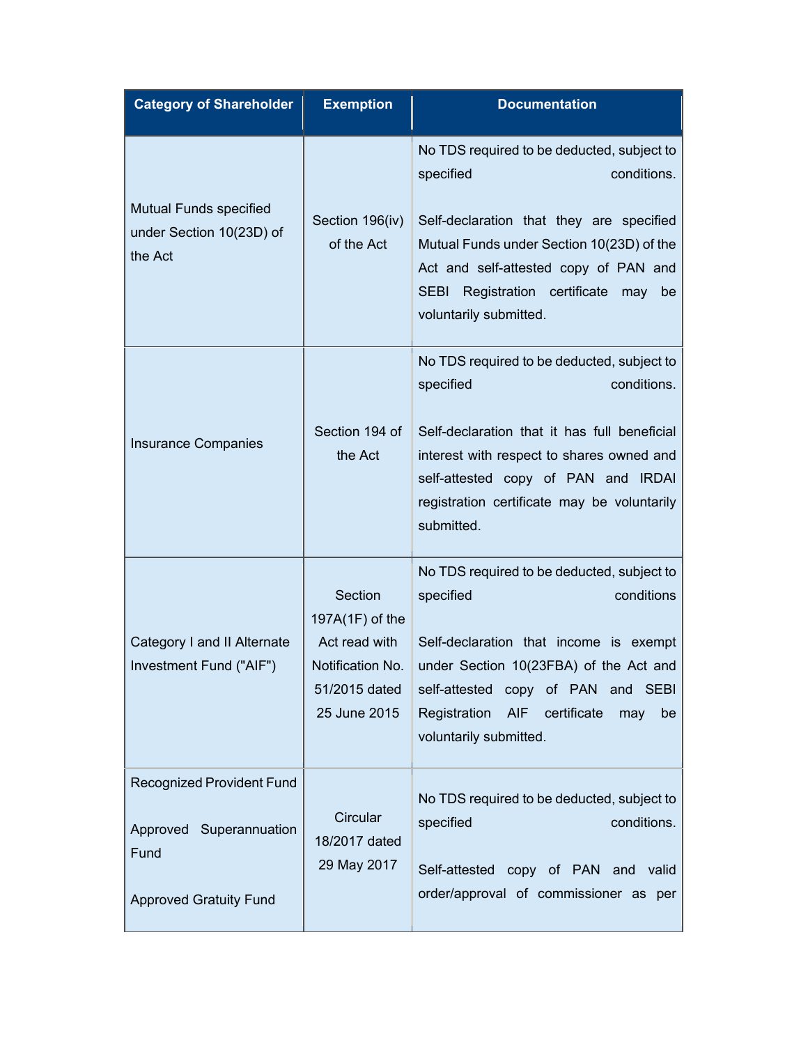| Category of Shareholder | Exemption | Documentation |
|---|---|---|
| Mutual Funds specified under Section 10(23D) of the Act | Section 196(iv) of the Act | No TDS required to be deducted, subject to specified conditions.<br><br>Self-declaration that they are specified Mutual Funds under Section 10(23D) of the Act and self-attested copy of PAN and SEBI Registration certificate may be voluntarily submitted. |
| Insurance Companies | Section 194 of the Act | No TDS required to be deducted, subject to specified conditions.<br><br>Self-declaration that it has full beneficial interest with respect to shares owned and self-attested copy of PAN and IRDAI registration certificate may be voluntarily submitted. |
| Category I and II Alternate Investment Fund ("AIF") | Section 197A(1F) of the Act read with Notification No. 51/2015 dated 25 June 2015 | No TDS required to be deducted, subject to specified conditions<br><br>Self-declaration that income is exempt under Section 10(23FBA) of the Act and self-attested copy of PAN and SEBI Registration AIF certificate may be voluntarily submitted. |
| Recognized Provident Fund<br><br>Approved Superannuation Fund<br><br>Approved Gratuity Fund | Circular 18/2017 dated 29 May 2017 | No TDS required to be deducted, subject to specified conditions.<br><br>Self-attested copy of PAN and valid order/approval of commissioner as per |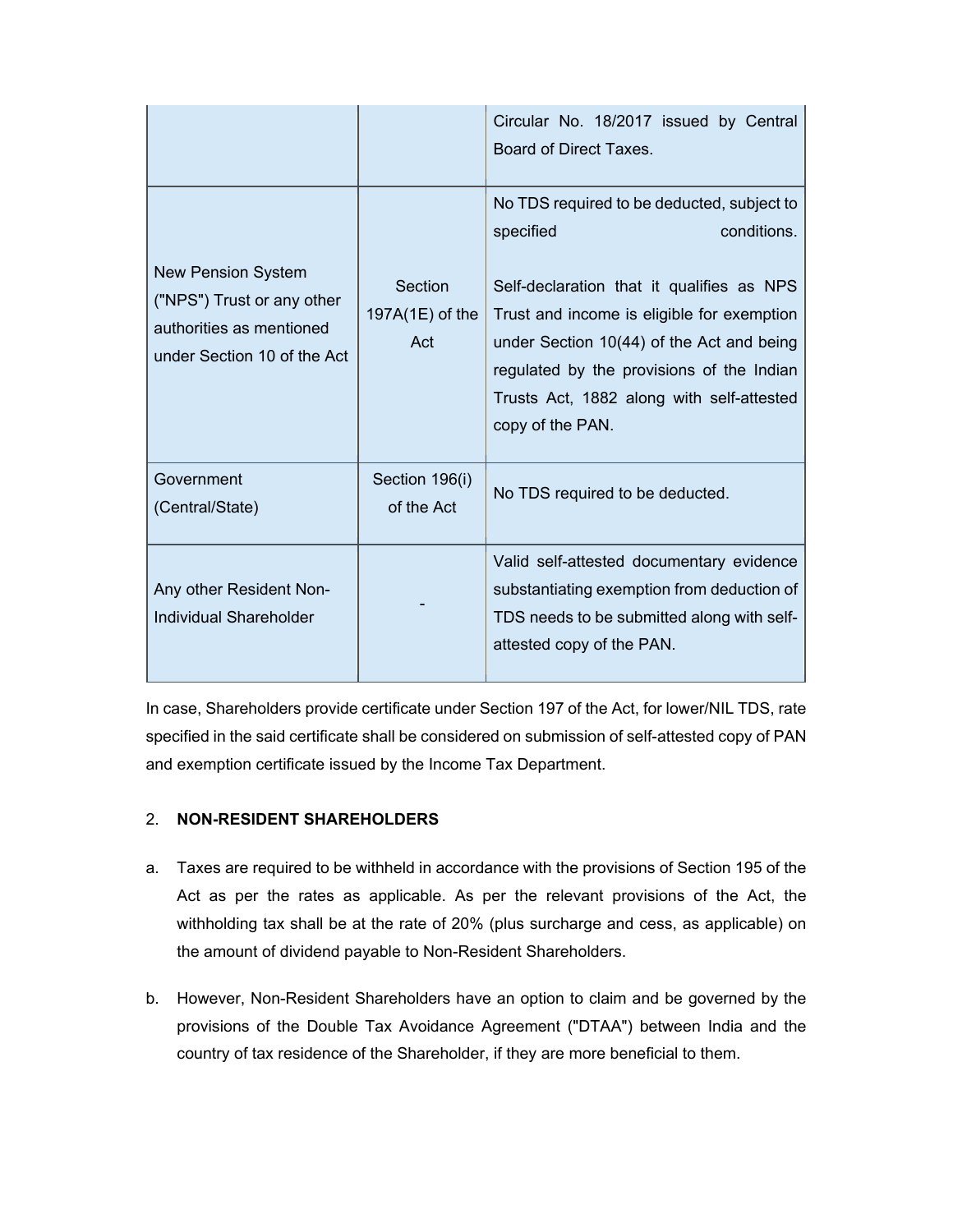| | | |
|---|---|---|
| | | Circular No. 18/2017 issued by Central Board of Direct Taxes. |
| New Pension System ("NPS") Trust or any other authorities as mentioned under Section 10 of the Act | Section 197A(1E) of the Act | No TDS required to be deducted, subject to specified conditions.<br><br>Self-declaration that it qualifies as NPS Trust and income is eligible for exemption under Section 10(44) of the Act and being regulated by the provisions of the Indian Trusts Act, 1882 along with self-attested copy of the PAN. |
| Government (Central/State) | Section 196(i) of the Act | No TDS required to be deducted. |
| Any other Resident Non-Individual Shareholder | - | Valid self-attested documentary evidence substantiating exemption from deduction of TDS needs to be submitted along with self-attested copy of the PAN. |

In case, Shareholders provide certificate under Section 197 of the Act, for lower/NIL TDS, rate specified in the said certificate shall be considered on submission of self-attested copy of PAN and exemption certificate issued by the Income Tax Department.

2. **NON-RESIDENT SHAREHOLDERS**

a. Taxes are required to be withheld in accordance with the provisions of Section 195 of the Act as per the rates as applicable. As per the relevant provisions of the Act, the withholding tax shall be at the rate of 20% (plus surcharge and cess, as applicable) on the amount of dividend payable to Non-Resident Shareholders.

b. However, Non-Resident Shareholders have an option to claim and be governed by the provisions of the Double Tax Avoidance Agreement ("DTAA") between India and the country of tax residence of the Shareholder, if they are more beneficial to them.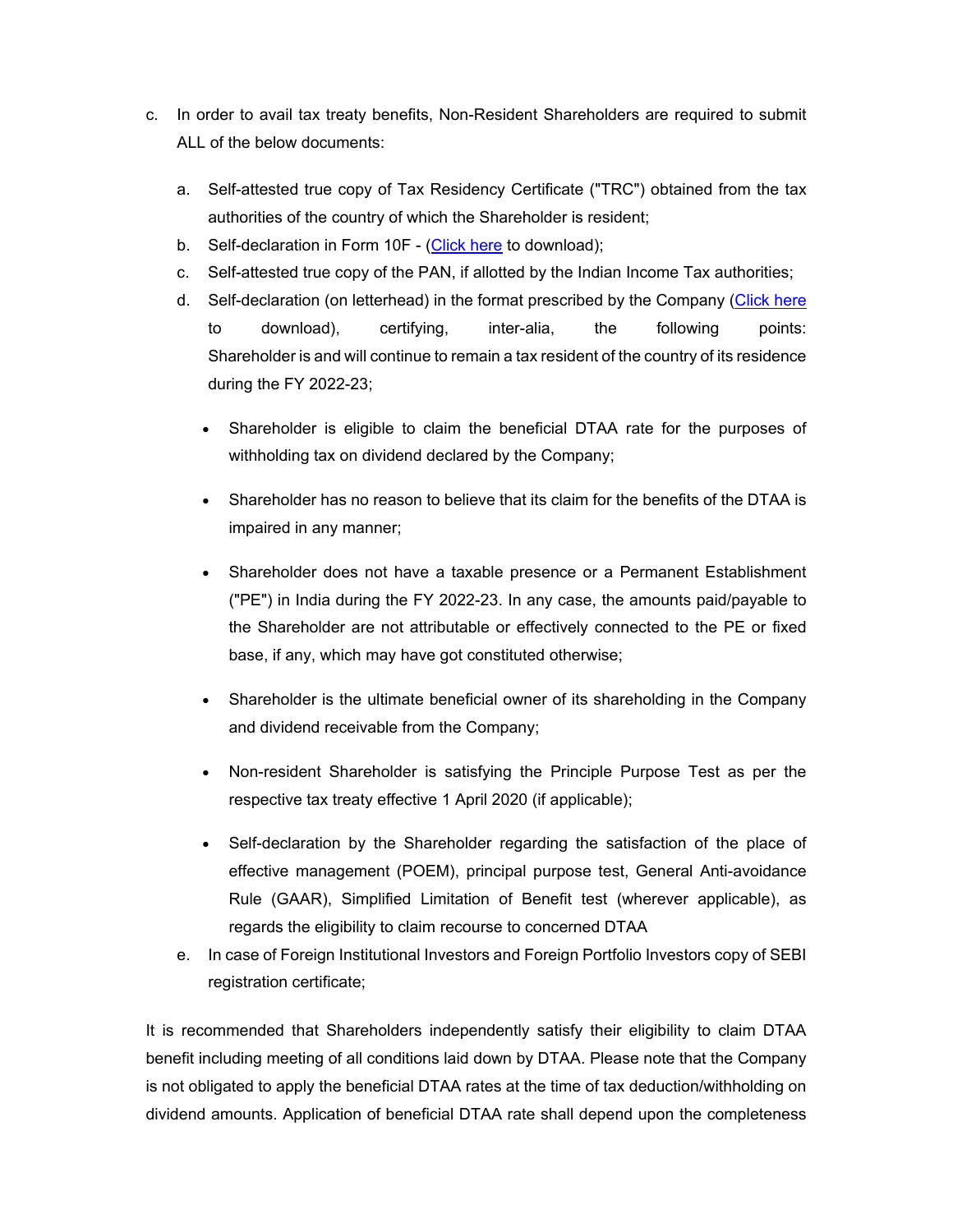c. In order to avail tax treaty benefits, Non-Resident Shareholders are required to submit ALL of the below documents:

   a. Self-attested true copy of Tax Residency Certificate ("TRC") obtained from the tax authorities of the country of which the Shareholder is resident;
   b. Self-declaration in Form 10F - (Click here to download);
   c. Self-attested true copy of the PAN, if allotted by the Indian Income Tax authorities;
   d. Self-declaration (on letterhead) in the format prescribed by the Company (Click here to download), certifying, inter-alia, the following points: Shareholder is and will continue to remain a tax resident of the country of its residence during the FY 2022-23;

      - Shareholder is eligible to claim the beneficial DTAA rate for the purposes of withholding tax on dividend declared by the Company;
      - Shareholder has no reason to believe that its claim for the benefits of the DTAA is impaired in any manner;
      - Shareholder does not have a taxable presence or a Permanent Establishment ("PE") in India during the FY 2022-23. In any case, the amounts paid/payable to the Shareholder are not attributable or effectively connected to the PE or fixed base, if any, which may have got constituted otherwise;
      - Shareholder is the ultimate beneficial owner of its shareholding in the Company and dividend receivable from the Company;
      - Non-resident Shareholder is satisfying the Principle Purpose Test as per the respective tax treaty effective 1 April 2020 (if applicable);
      - Self-declaration by the Shareholder regarding the satisfaction of the place of effective management (POEM), principal purpose test, General Anti-avoidance Rule (GAAR), Simplified Limitation of Benefit test (wherever applicable), as regards the eligibility to claim recourse to concerned DTAA

   e. In case of Foreign Institutional Investors and Foreign Portfolio Investors copy of SEBI registration certificate;

It is recommended that Shareholders independently satisfy their eligibility to claim DTAA benefit including meeting of all conditions laid down by DTAA. Please note that the Company is not obligated to apply the beneficial DTAA rates at the time of tax deduction/withholding on dividend amounts. Application of beneficial DTAA rate shall depend upon the completeness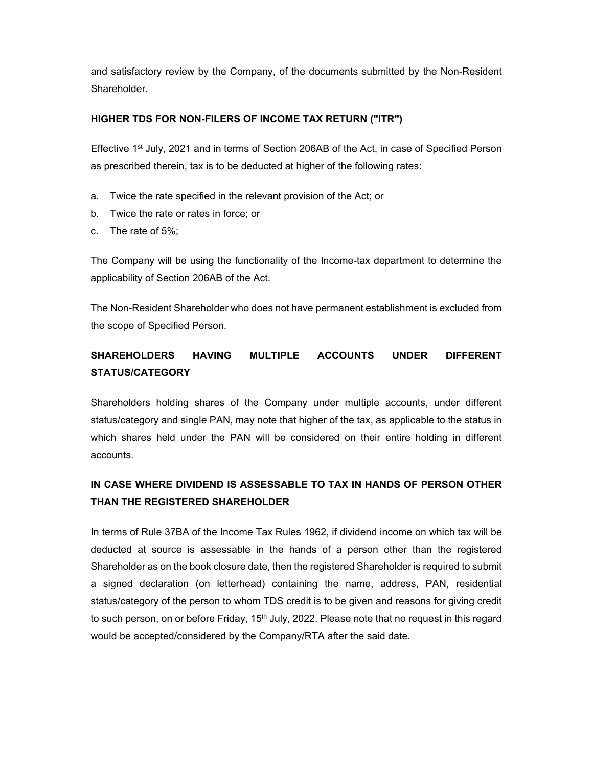and satisfactory review by the Company, of the documents submitted by the Non-Resident Shareholder.

**HIGHER TDS FOR NON-FILERS OF INCOME TAX RETURN ("ITR")**

Effective 1st July, 2021 and in terms of Section 206AB of the Act, in case of Specified Person as prescribed therein, tax is to be deducted at higher of the following rates:

a. Twice the rate specified in the relevant provision of the Act; or
b. Twice the rate or rates in force; or
c. The rate of 5%;

The Company will be using the functionality of the Income-tax department to determine the applicability of Section 206AB of the Act.

The Non-Resident Shareholder who does not have permanent establishment is excluded from the scope of Specified Person.

**SHAREHOLDERS HAVING MULTIPLE ACCOUNTS UNDER DIFFERENT STATUS/CATEGORY**

Shareholders holding shares of the Company under multiple accounts, under different status/category and single PAN, may note that higher of the tax, as applicable to the status in which shares held under the PAN will be considered on their entire holding in different accounts.

**IN CASE WHERE DIVIDEND IS ASSESSABLE TO TAX IN HANDS OF PERSON OTHER THAN THE REGISTERED SHAREHOLDER**

In terms of Rule 37BA of the Income Tax Rules 1962, if dividend income on which tax will be deducted at source is assessable in the hands of a person other than the registered Shareholder as on the book closure date, then the registered Shareholder is required to submit a signed declaration (on letterhead) containing the name, address, PAN, residential status/category of the person to whom TDS credit is to be given and reasons for giving credit to such person, on or before Friday, 15th July, 2022. Please note that no request in this regard would be accepted/considered by the Company/RTA after the said date.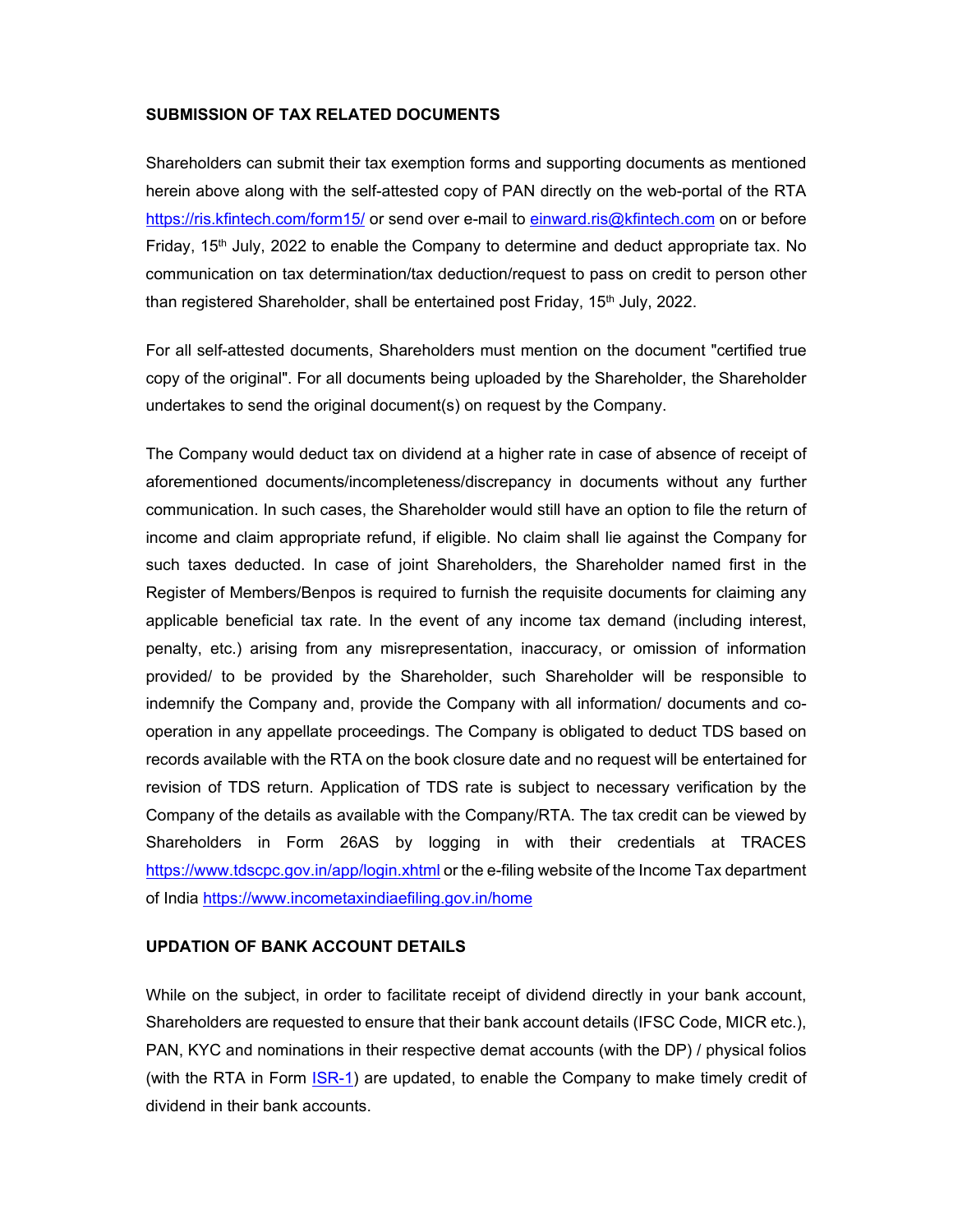**SUBMISSION OF TAX RELATED DOCUMENTS**

Shareholders can submit their tax exemption forms and supporting documents as mentioned herein above along with the self-attested copy of PAN directly on the web-portal of the RTA https://ris.kfintech.com/form15/ or send over e-mail to einward.ris@kfintech.com on or before Friday, 15th July, 2022 to enable the Company to determine and deduct appropriate tax. No communication on tax determination/tax deduction/request to pass on credit to person other than registered Shareholder, shall be entertained post Friday, 15th July, 2022.

For all self-attested documents, Shareholders must mention on the document "certified true copy of the original". For all documents being uploaded by the Shareholder, the Shareholder undertakes to send the original document(s) on request by the Company.

The Company would deduct tax on dividend at a higher rate in case of absence of receipt of aforementioned documents/incompleteness/discrepancy in documents without any further communication. In such cases, the Shareholder would still have an option to file the return of income and claim appropriate refund, if eligible. No claim shall lie against the Company for such taxes deducted. In case of joint Shareholders, the Shareholder named first in the Register of Members/Benpos is required to furnish the requisite documents for claiming any applicable beneficial tax rate. In the event of any income tax demand (including interest, penalty, etc.) arising from any misrepresentation, inaccuracy, or omission of information provided/ to be provided by the Shareholder, such Shareholder will be responsible to indemnify the Company and, provide the Company with all information/ documents and co-operation in any appellate proceedings. The Company is obligated to deduct TDS based on records available with the RTA on the book closure date and no request will be entertained for revision of TDS return. Application of TDS rate is subject to necessary verification by the Company of the details as available with the Company/RTA. The tax credit can be viewed by Shareholders in Form 26AS by logging in with their credentials at TRACES https://www.tdscpc.gov.in/app/login.xhtml or the e-filing website of the Income Tax department of India https://www.incometaxindiaefiling.gov.in/home

**UPDATION OF BANK ACCOUNT DETAILS**

While on the subject, in order to facilitate receipt of dividend directly in your bank account, Shareholders are requested to ensure that their bank account details (IFSC Code, MICR etc.), PAN, KYC and nominations in their respective demat accounts (with the DP) / physical folios (with the RTA in Form ISR-1) are updated, to enable the Company to make timely credit of dividend in their bank accounts.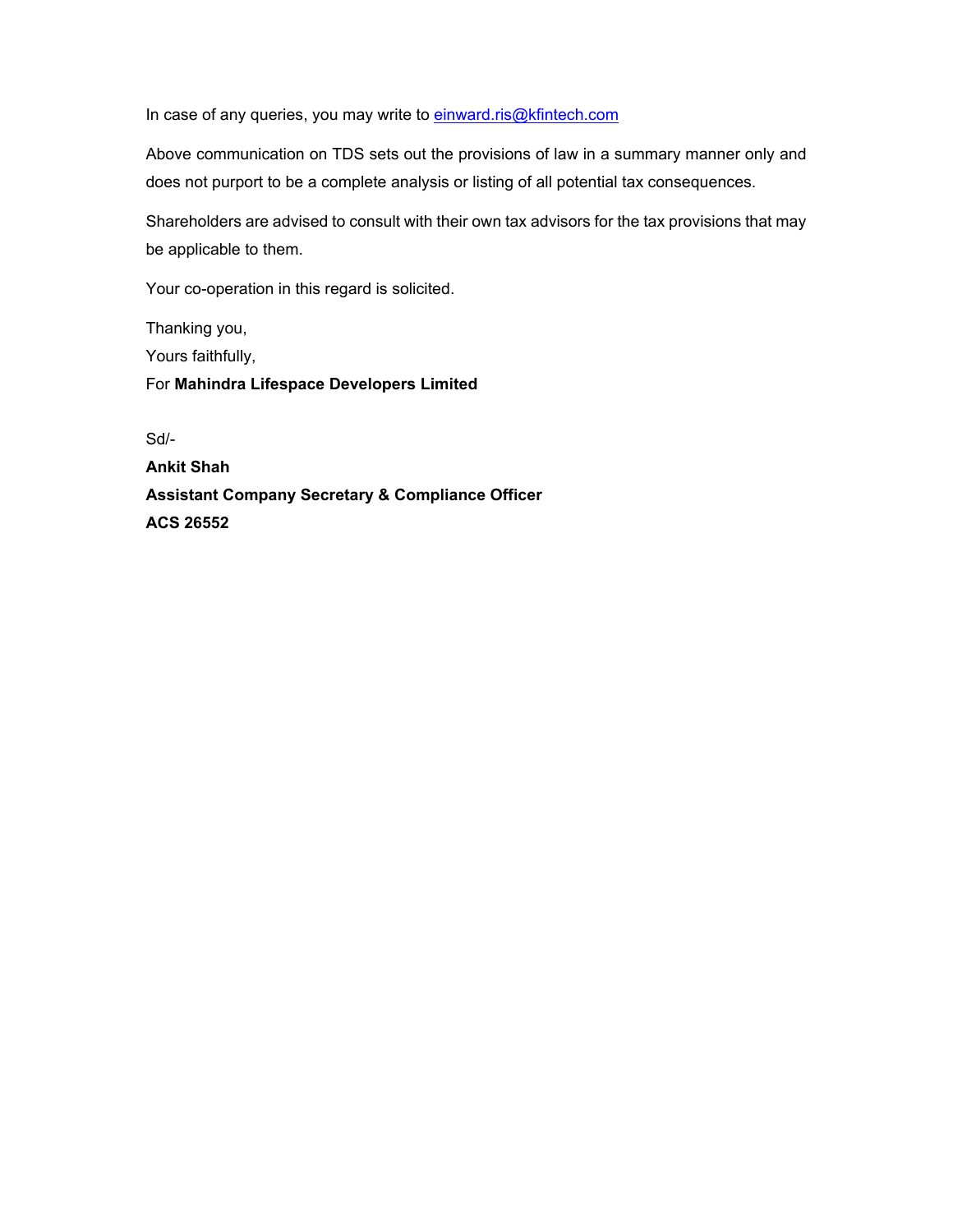In case of any queries, you may write to einward.ris@kfintech.com

Above communication on TDS sets out the provisions of law in a summary manner only and does not purport to be a complete analysis or listing of all potential tax consequences.

Shareholders are advised to consult with their own tax advisors for the tax provisions that may be applicable to them.

Your co-operation in this regard is solicited.

Thanking you,  
Yours faithfully,  
For **Mahindra Lifespace Developers Limited**

Sd/-  
**Ankit Shah**  
**Assistant Company Secretary & Compliance Officer**  
**ACS 26552**